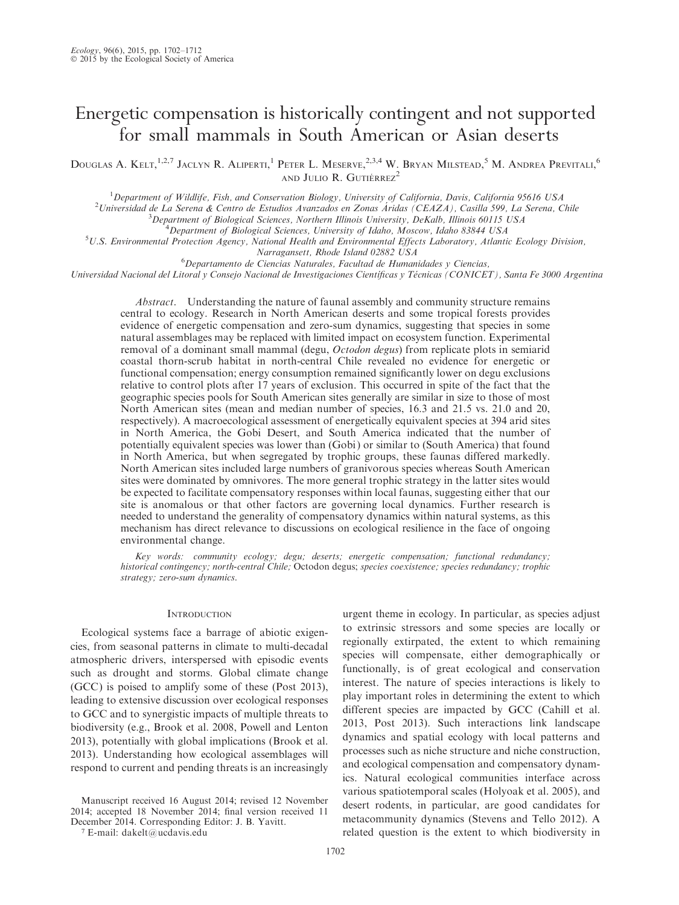# Energetic compensation is historically contingent and not supported for small mammals in South American or Asian deserts

Douglas A. Kelt,[1,2,7] Jaclyn R. Aliperti,[1] Peter L. Meserve,[2,3,4] W. Bryan Milstead,[5] M. Andrea Previtali,[6] and Julio R. Gutiérrez[2]

[1]Department of Wildlife, Fish, and Conservation Biology, University of California, Davis, California 95616 USA

[2]Universidad de La Serena & Centro de Estudios Avanzados en Zonas Áridas (CEAZA), Casilla 599, La Serena, Chile

[3]Department of Biological Sciences, Northern Illinois University, DeKalb, Illinois 60115 USA

[4]Department of Biological Sciences, University of Idaho, Moscow, Idaho 83844 USA

[5]U.S. Environmental Protection Agency, National Health and Environmental Effects Laboratory, Atlantic Ecology Division, Narragansett, Rhode Island 02882 USA

[6]Departamento de Ciencias Naturales, Facultad de Humanidades y Ciencias, Universidad Nacional del Litoral y Consejo Nacional de Investigaciones Científicas y Técnicas (CONICET), Santa Fe 3000 Argentina

*Abstract*. Understanding the nature of faunal assembly and community structure remains central to ecology. Research in North American deserts and some tropical forests provides evidence of energetic compensation and zero-sum dynamics, suggesting that species in some natural assemblages may be replaced with limited impact on ecosystem function. Experimental removal of a dominant small mammal (degu, *Octodon degus*) from replicate plots in semiarid coastal thorn-scrub habitat in north-central Chile revealed no evidence for energetic or functional compensation; energy consumption remained significantly lower on degu exclusions relative to control plots after 17 years of exclusion. This occurred in spite of the fact that the geographic species pools for South American sites generally are similar in size to those of most North American sites (mean and median number of species, 16.3 and 21.5 vs. 21.0 and 20, respectively). A macroecological assessment of energetically equivalent species at 394 arid sites in North America, the Gobi Desert, and South America indicated that the number of potentially equivalent species was lower than (Gobi) or similar to (South America) that found in North America, but when segregated by trophic groups, these faunas differed markedly. North American sites included large numbers of granivorous species whereas South American sites were dominated by omnivores. The more general trophic strategy in the latter sites would be expected to facilitate compensatory responses within local faunas, suggesting either that our site is anomalous or that other factors are governing local dynamics. Further research is needed to understand the generality of compensatory dynamics within natural systems, as this mechanism has direct relevance to discussions on ecological resilience in the face of ongoing environmental change.

*Key words: community ecology; degu; deserts; energetic compensation; functional redundancy; historical contingency; north-central Chile;* Octodon degus*; species coexistence; species redundancy; trophic strategy; zero-sum dynamics.*

## Introduction

Ecological systems face a barrage of abiotic exigencies, from seasonal patterns in climate to multi-decadal atmospheric drivers, interspersed with episodic events such as drought and storms. Global climate change (GCC) is poised to amplify some of these (Post 2013), leading to extensive discussion over ecological responses to GCC and to synergistic impacts of multiple threats to biodiversity (e.g., Brook et al. 2008, Powell and Lenton 2013), potentially with global implications (Brook et al. 2013). Understanding how ecological assemblages will respond to current and pending threats is an increasingly urgent theme in ecology. In particular, as species adjust to extrinsic stressors and some species are locally or regionally extirpated, the extent to which remaining species will compensate, either demographically or functionally, is of great ecological and conservation interest. The nature of species interactions is likely to play important roles in determining the extent to which different species are impacted by GCC (Cahill et al. 2013, Post 2013). Such interactions link landscape dynamics and spatial ecology with local patterns and processes such as niche structure and niche construction, and ecological compensation and compensatory dynamics. Natural ecological communities interface across various spatiotemporal scales (Holyoak et al. 2005), and desert rodents, in particular, are good candidates for metacommunity dynamics (Stevens and Tello 2012). A related question is the extent to which biodiversity in

Manuscript received 16 August 2014; revised 12 November 2014; accepted 18 November 2014; final version received 11 December 2014. Corresponding Editor: J. B. Yavitt.

[7] E-mail: dakelt@ucdavis.edu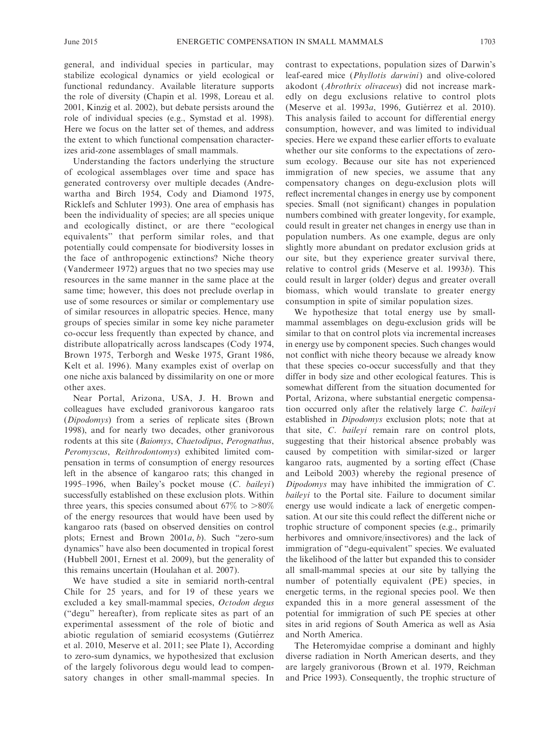general, and individual species in particular, may stabilize ecological dynamics or yield ecological or functional redundancy. Available literature supports the role of diversity (Chapin et al. 1998, Loreau et al. 2001, Kinzig et al. 2002), but debate persists around the role of individual species (e.g., Symstad et al. 1998). Here we focus on the latter set of themes, and address the extent to which functional compensation characterizes arid-zone assemblages of small mammals.

Understanding the factors underlying the structure of ecological assemblages over time and space has generated controversy over multiple decades (Andrewartha and Birch 1954, Cody and Diamond 1975, Ricklefs and Schluter 1993). One area of emphasis has been the individuality of species; are all species unique and ecologically distinct, or are there "ecological equivalents" that perform similar roles, and that potentially could compensate for biodiversity losses in the face of anthropogenic extinctions? Niche theory (Vandermeer 1972) argues that no two species may use resources in the same manner in the same place at the same time; however, this does not preclude overlap in use of some resources or similar or complementary use of similar resources in allopatric species. Hence, many groups of species similar in some key niche parameter co-occur less frequently than expected by chance, and distribute allopatrically across landscapes (Cody 1974, Brown 1975, Terborgh and Weske 1975, Grant 1986, Kelt et al. 1996). Many examples exist of overlap on one niche axis balanced by dissimilarity on one or more other axes.

Near Portal, Arizona, USA, J. H. Brown and colleagues have excluded granivorous kangaroo rats (*Dipodomys*) from a series of replicate sites (Brown 1998), and for nearly two decades, other granivorous rodents at this site (*Baiomys*, *Chaetodipus*, *Perognathus*, *Peromyscus*, *Reithrodontomys*) exhibited limited compensation in terms of consumption of energy resources left in the absence of kangaroo rats; this changed in 1995–1996, when Bailey's pocket mouse (*C. baileyi*) successfully established on these exclusion plots. Within three years, this species consumed about 67% to >80% of the energy resources that would have been used by kangaroo rats (based on observed densities on control plots; Ernest and Brown 2001*a*, *b*). Such "zero-sum dynamics" have also been documented in tropical forest (Hubbell 2001, Ernest et al. 2009), but the generality of this remains uncertain (Houlahan et al. 2007).

We have studied a site in semiarid north-central Chile for 25 years, and for 19 of these years we excluded a key small-mammal species, *Octodon degus* ("degu" hereafter), from replicate sites as part of an experimental assessment of the role of biotic and abiotic regulation of semiarid ecosystems (Gutiérrez et al. 2010, Meserve et al. 2011; see Plate 1), According to zero-sum dynamics, we hypothesized that exclusion of the largely folivorous degu would lead to compensatory changes in other small-mammal species. In contrast to expectations, population sizes of Darwin's leaf-eared mice (*Phyllotis darwini*) and olive-colored akodont (*Abrothrix olivaceus*) did not increase markedly on degu exclusions relative to control plots (Meserve et al. 1993*a*, 1996, Gutiérrez et al. 2010). This analysis failed to account for differential energy consumption, however, and was limited to individual species. Here we expand these earlier efforts to evaluate whether our site conforms to the expectations of zero-sum ecology. Because our site has not experienced immigration of new species, we assume that any compensatory changes on degu-exclusion plots will reflect incremental changes in energy use by component species. Small (not significant) changes in population numbers combined with greater longevity, for example, could result in greater net changes in energy use than in population numbers. As one example, degus are only slightly more abundant on predator exclusion grids at our site, but they experience greater survival there, relative to control grids (Meserve et al. 1993*b*). This could result in larger (older) degus and greater overall biomass, which would translate to greater energy consumption in spite of similar population sizes.

We hypothesize that total energy use by small-mammal assemblages on degu-exclusion grids will be similar to that on control plots via incremental increases in energy use by component species. Such changes would not conflict with niche theory because we already know that these species co-occur successfully and that they differ in body size and other ecological features. This is somewhat different from the situation documented for Portal, Arizona, where substantial energetic compensation occurred only after the relatively large *C. baileyi* established in *Dipodomys* exclusion plots; note that at that site, *C. baileyi* remain rare on control plots, suggesting that their historical absence probably was caused by competition with similar-sized or larger kangaroo rats, augmented by a sorting effect (Chase and Leibold 2003) whereby the regional presence of *Dipodomys* may have inhibited the immigration of *C. baileyi* to the Portal site. Failure to document similar energy use would indicate a lack of energetic compensation. At our site this could reflect the different niche or trophic structure of component species (e.g., primarily herbivores and omnivore/insectivores) and the lack of immigration of "degu-equivalent" species. We evaluated the likelihood of the latter but expanded this to consider all small-mammal species at our site by tallying the number of potentially equivalent (PE) species, in energetic terms, in the regional species pool. We then expanded this in a more general assessment of the potential for immigration of such PE species at other sites in arid regions of South America as well as Asia and North America.

The Heteromyidae comprise a dominant and highly diverse radiation in North American deserts, and they are largely granivorous (Brown et al. 1979, Reichman and Price 1993). Consequently, the trophic structure of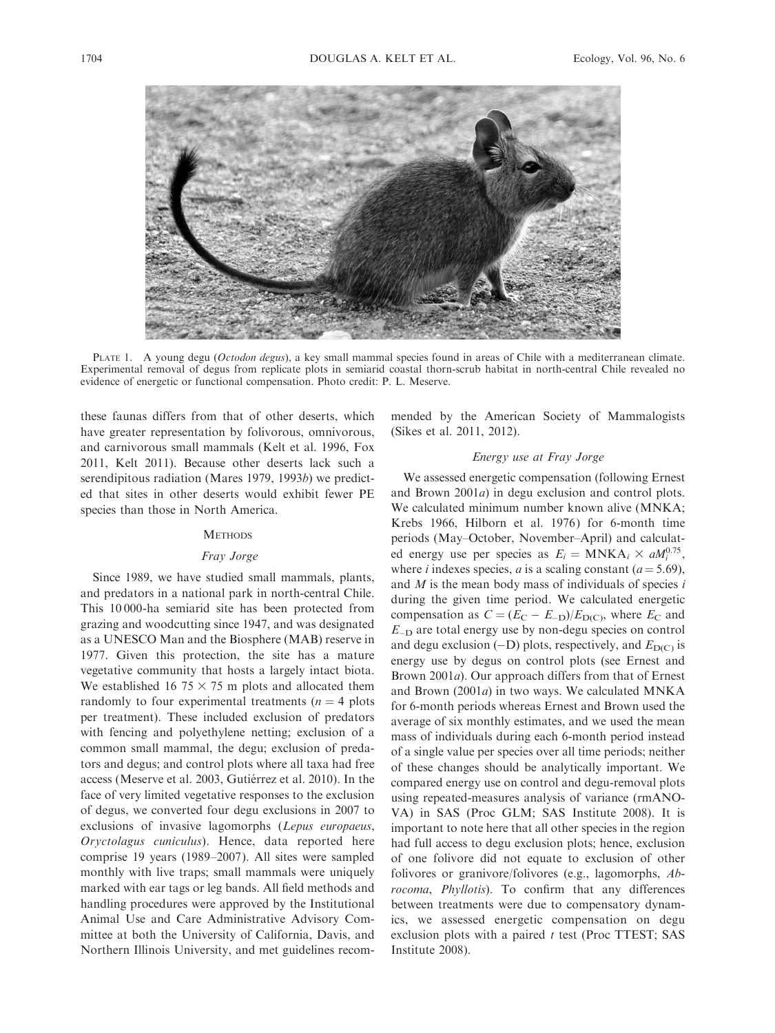PLATE 1. A young degu (*Octodon degus*), a key small mammal species found in areas of Chile with a mediterranean climate. Experimental removal of degus from replicate plots in semiarid coastal thorn-scrub habitat in north-central Chile revealed no evidence of energetic or functional compensation. Photo credit: P. L. Meserve.

these faunas differs from that of other deserts, which have greater representation by folivorous, omnivorous, and carnivorous small mammals (Kelt et al. 1996, Fox 2011, Kelt 2011). Because other deserts lack such a serendipitous radiation (Mares 1979, 1993*b*) we predicted that sites in other deserts would exhibit fewer PE species than those in North America.

## METHODS

### *Fray Jorge*

Since 1989, we have studied small mammals, plants, and predators in a national park in north-central Chile. This 10 000-ha semiarid site has been protected from grazing and woodcutting since 1947, and was designated as a UNESCO Man and the Biosphere (MAB) reserve in 1977. Given this protection, the site has a mature vegetative community that hosts a largely intact biota. We established 16 75 × 75 m plots and allocated them randomly to four experimental treatments ($n = 4$ plots per treatment). These included exclusion of predators with fencing and polyethylene netting; exclusion of a common small mammal, the degu; exclusion of predators and degus; and control plots where all taxa had free access (Meserve et al. 2003, Gutiérrez et al. 2010). In the face of very limited vegetative responses to the exclusion of degus, we converted four degu exclusions in 2007 to exclusions of invasive lagomorphs (*Lepus europaeus*, *Oryctolagus cuniculus*). Hence, data reported here comprise 19 years (1989–2007). All sites were sampled monthly with live traps; small mammals were uniquely marked with ear tags or leg bands. All field methods and handling procedures were approved by the Institutional Animal Use and Care Administrative Advisory Committee at both the University of California, Davis, and Northern Illinois University, and met guidelines recommended by the American Society of Mammalogists (Sikes et al. 2011, 2012).

### *Energy use at Fray Jorge*

We assessed energetic compensation (following Ernest and Brown 2001*a*) in degu exclusion and control plots. We calculated minimum number known alive (MNKA; Krebs 1966, Hilborn et al. 1976) for 6-month time periods (May–October, November–April) and calculated energy use per species as $E_i = \text{MNKA}_i \times aM_i^{0.75}$, where $i$ indexes species, $a$ is a scaling constant ($a = 5.69$), and $M$ is the mean body mass of individuals of species $i$ during the given time period. We calculated energetic compensation as $C = (E_\text{C} - E_{-\text{D}})/E_{\text{D(C)}}$, where $E_\text{C}$ and $E_{-\text{D}}$ are total energy use by non-degu species on control and degu exclusion (−D) plots, respectively, and $E_{\text{D(C)}}$ is energy use by degus on control plots (see Ernest and Brown 2001*a*). Our approach differs from that of Ernest and Brown (2001*a*) in two ways. We calculated MNKA for 6-month periods whereas Ernest and Brown used the average of six monthly estimates, and we used the mean mass of individuals during each 6-month period instead of a single value per species over all time periods; neither of these changes should be analytically important. We compared energy use on control and degu-removal plots using repeated-measures analysis of variance (rmANOVA) in SAS (Proc GLM; SAS Institute 2008). It is important to note here that all other species in the region had full access to degu exclusion plots; hence, exclusion of one folivore did not equate to exclusion of other folivores or granivore/folivores (e.g., lagomorphs, *Abrocoma*, *Phyllotis*). To confirm that any differences between treatments were due to compensatory dynamics, we assessed energetic compensation on degu exclusion plots with a paired $t$ test (Proc TTEST; SAS Institute 2008).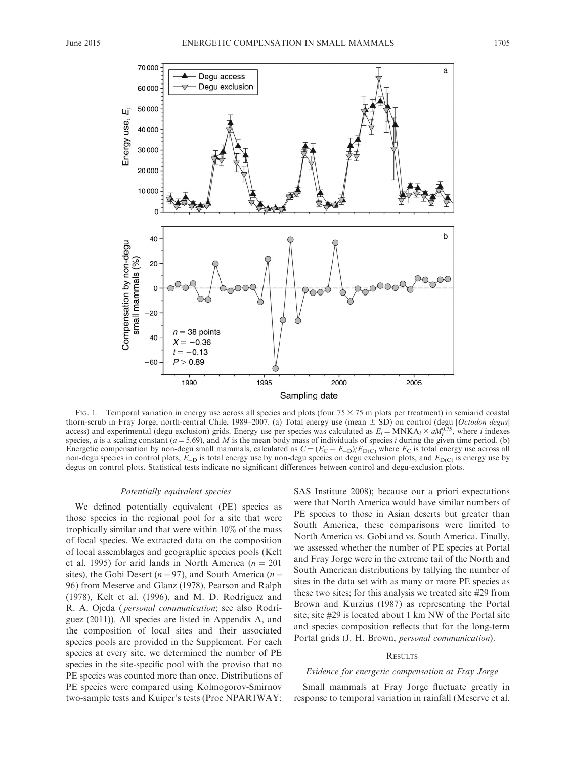Fig. 1. Temporal variation in energy use across all species and plots (four 75 × 75 m plots per treatment) in semiarid coastal thorn-scrub in Fray Jorge, north-central Chile, 1989–2007. (a) Total energy use (mean ± SD) on control (degu [*Octodon degus*] access) and experimental (degu exclusion) grids. Energy use per species was calculated as $E_i = \text{MNKA}_i \times aM_i^{0.75}$, where $i$ indexes species, $a$ is a scaling constant ($a = 5.69$), and $M$ is the mean body mass of individuals of species $i$ during the given time period. (b) Energetic compensation by non-degu small mammals, calculated as $C = (E_C - E_{-D})/E_{D(C)}$ where $E_C$ is total energy use across all non-degu species in control plots, $E_{-D}$ is total energy use by non-degu species on degu exclusion plots, and $E_{D(C)}$ is energy use by degus on control plots. Statistical tests indicate no significant differences between control and degu-exclusion plots.

### *Potentially equivalent species*

We defined potentially equivalent (PE) species as those species in the regional pool for a site that were trophically similar and that were within 10% of the mass of focal species. We extracted data on the composition of local assemblages and geographic species pools (Kelt et al. 1995) for arid lands in North America ($n = 201$ sites), the Gobi Desert ($n = 97$), and South America ($n = 96$) from Meserve and Glanz (1978), Pearson and Ralph (1978), Kelt et al. (1996), and M. D. Rodríguez and R. A. Ojeda (*personal communication*; see also Rodríguez (2011)). All species are listed in Appendix A, and the composition of local sites and their associated species pools are provided in the Supplement. For each species at every site, we determined the number of PE species in the site-specific pool with the proviso that no PE species was counted more than once. Distributions of PE species were compared using Kolmogorov-Smirnov two-sample tests and Kuiper's tests (Proc NPAR1WAY; SAS Institute 2008); because our a priori expectations were that North America would have similar numbers of PE species to those in Asian deserts but greater than South America, these comparisons were limited to North America vs. Gobi and vs. South America. Finally, we assessed whether the number of PE species at Portal and Fray Jorge were in the extreme tail of the North and South American distributions by tallying the number of sites in the data set with as many or more PE species as these two sites; for this analysis we treated site #29 from Brown and Kurzius (1987) as representing the Portal site; site #29 is located about 1 km NW of the Portal site and species composition reflects that for the long-term Portal grids (J. H. Brown, *personal communication*).

## Results

### *Evidence for energetic compensation at Fray Jorge*

Small mammals at Fray Jorge fluctuate greatly in response to temporal variation in rainfall (Meserve et al.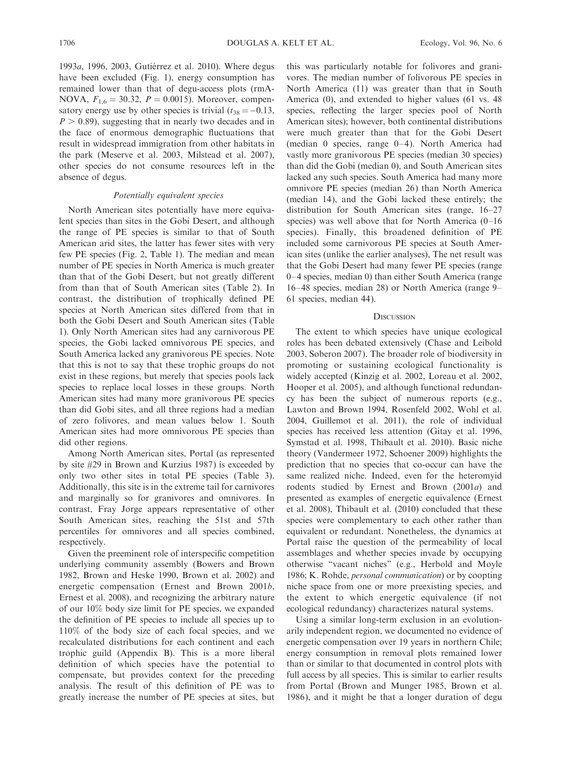1993a, 1996, 2003, Gutiérrez et al. 2010). Where degus have been excluded (Fig. 1), energy consumption has remained lower than that of degu-access plots (rmANOVA, $F_{1,6} = 30.32$, $P = 0.0015$). Moreover, compensatory energy use by other species is trivial ($t_{38} = -0.13$, $P > 0.89$), suggesting that in nearly two decades and in the face of enormous demographic fluctuations that result in widespread immigration from other habitats in the park (Meserve et al. 2003, Milstead et al. 2007), other species do not consume resources left in the absence of degus.

### Potentially equivalent species

North American sites potentially have more equivalent species than sites in the Gobi Desert, and although the range of PE species is similar to that of South American arid sites, the latter has fewer sites with very few PE species (Fig. 2, Table 1). The median and mean number of PE species in North America is much greater than that of the Gobi Desert, but not greatly different from than that of South American sites (Table 2). In contrast, the distribution of trophically defined PE species at North American sites differed from that in both the Gobi Desert and South American sites (Table 1). Only North American sites had any carnivorous PE species, the Gobi lacked omnivorous PE species, and South America lacked any granivorous PE species. Note that this is not to say that these trophic groups do not exist in these regions, but merely that species pools lack species to replace local losses in these groups. North American sites had many more granivorous PE species than did Gobi sites, and all three regions had a median of zero folivores, and mean values below 1. South American sites had more omnivorous PE species than did other regions.

Among North American sites, Portal (as represented by site #29 in Brown and Kurzius 1987) is exceeded by only two other sites in total PE species (Table 3). Additionally, this site is in the extreme tail for carnivores and marginally so for granivores and omnivores. In contrast, Fray Jorge appears representative of other South American sites, reaching the 51st and 57th percentiles for omnivores and all species combined, respectively.

Given the preeminent role of interspecific competition underlying community assembly (Bowers and Brown 1982, Brown and Heske 1990, Brown et al. 2002) and energetic compensation (Ernest and Brown 2001b, Ernest et al. 2008), and recognizing the arbitrary nature of our 10% body size limit for PE species, we expanded the definition of PE species to include all species up to 110% of the body size of each focal species, and we recalculated distributions for each continent and each trophic guild (Appendix B). This is a more liberal definition of which species have the potential to compensate, but provides context for the preceding analysis. The result of this definition of PE was to greatly increase the number of PE species at sites, but this was particularly notable for folivores and granivores. The median number of folivorous PE species in North America (11) was greater than that in South America (0), and extended to higher values (61 vs. 48 species, reflecting the larger species pool of North American sites); however, both continental distributions were much greater than that for the Gobi Desert (median 0 species, range 0–4). North America had vastly more granivorous PE species (median 30 species) than did the Gobi (median 0), and South American sites lacked any such species. South America had many more omnivore PE species (median 26) than North America (median 14), and the Gobi lacked these entirely; the distribution for South American sites (range, 16–27 species) was well above that for North America (0–16 species). Finally, this broadened definition of PE included some carnivorous PE species at South American sites (unlike the earlier analyses), The net result was that the Gobi Desert had many fewer PE species (range 0–4 species, median 0) than either South America (range 16–48 species, median 28) or North America (range 9–61 species, median 44).

## Discussion

The extent to which species have unique ecological roles has been debated extensively (Chase and Leibold 2003, Soberon 2007). The broader role of biodiversity in promoting or sustaining ecological functionality is widely accepted (Kinzig et al. 2002, Loreau et al. 2002, Hooper et al. 2005), and although functional redundancy has been the subject of numerous reports (e.g., Lawton and Brown 1994, Rosenfeld 2002, Wohl et al. 2004, Guillemot et al. 2011), the role of individual species has received less attention (Gitay et al. 1996, Symstad et al. 1998, Thibault et al. 2010). Basic niche theory (Vandermeer 1972, Schoener 2009) highlights the prediction that no species that co-occur can have the same realized niche. Indeed, even for the heteromyid rodents studied by Ernest and Brown (2001a) and presented as examples of energetic equivalence (Ernest et al. 2008), Thibault et al. (2010) concluded that these species were complementary to each other rather than equivalent or redundant. Nonetheless, the dynamics at Portal raise the question of the permeability of local assemblages and whether species invade by occupying otherwise "vacant niches" (e.g., Herbold and Moyle 1986; K. Rohde, *personal communication*) or by coopting niche space from one or more preexisting species, and the extent to which energetic equivalence (if not ecological redundancy) characterizes natural systems.

Using a similar long-term exclusion in an evolutionarily independent region, we documented no evidence of energetic compensation over 19 years in northern Chile; energy consumption in removal plots remained lower than or similar to that documented in control plots with full access by all species. This is similar to earlier results from Portal (Brown and Munger 1985, Brown et al. 1986), and it might be that a longer duration of degu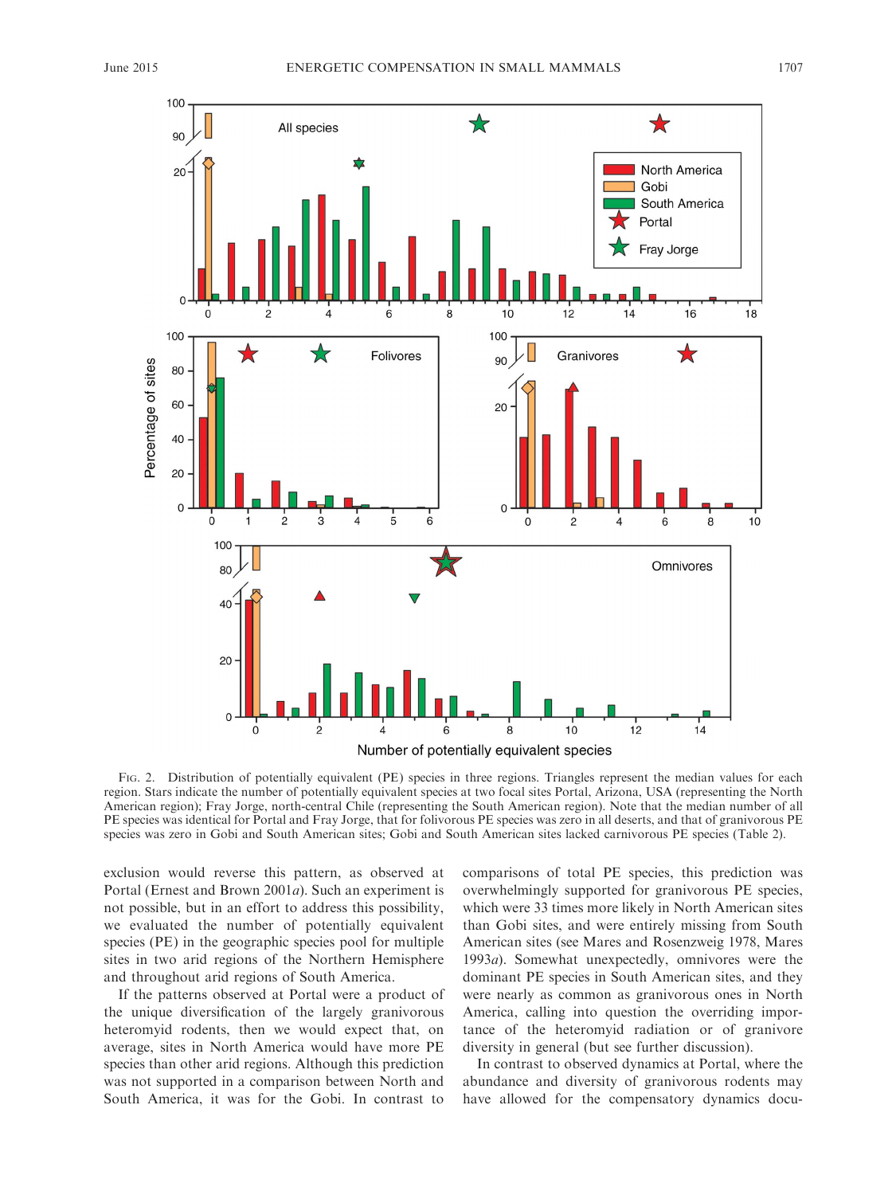Fig. 2. Distribution of potentially equivalent (PE) species in three regions. Triangles represent the median values for each region. Stars indicate the number of potentially equivalent species at two focal sites Portal, Arizona, USA (representing the North American region); Fray Jorge, north-central Chile (representing the South American region). Note that the median number of all PE species was identical for Portal and Fray Jorge, that for folivorous PE species was zero in all deserts, and that of granivorous PE species was zero in Gobi and South American sites; Gobi and South American sites lacked carnivorous PE species (Table 2).

exclusion would reverse this pattern, as observed at Portal (Ernest and Brown 2001*a*). Such an experiment is not possible, but in an effort to address this possibility, we evaluated the number of potentially equivalent species (PE) in the geographic species pool for multiple sites in two arid regions of the Northern Hemisphere and throughout arid regions of South America.

If the patterns observed at Portal were a product of the unique diversification of the largely granivorous heteromyid rodents, then we would expect that, on average, sites in North America would have more PE species than other arid regions. Although this prediction was not supported in a comparison between North and South America, it was for the Gobi. In contrast to comparisons of total PE species, this prediction was overwhelmingly supported for granivorous PE species, which were 33 times more likely in North American sites than Gobi sites, and were entirely missing from South American sites (see Mares and Rosenzweig 1978, Mares 1993*a*). Somewhat unexpectedly, omnivores were the dominant PE species in South American sites, and they were nearly as common as granivorous ones in North America, calling into question the overriding importance of the heteromyid radiation or of granivore diversity in general (but see further discussion).

In contrast to observed dynamics at Portal, where the abundance and diversity of granivorous rodents may have allowed for the compensatory dynamics docu-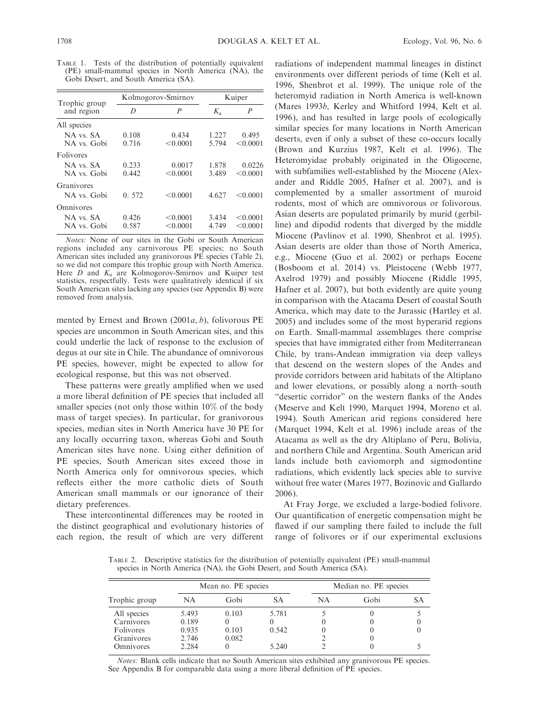TABLE 1. Tests of the distribution of potentially equivalent (PE) small-mammal species in North America (NA), the Gobi Desert, and South America (SA).

| Trophic group and region | Kolmogorov-Smirnov | | Kuiper | |
|---|---|---|---|---|
| | $D$ | $P$ | $K_a$ | $P$ |
| All species | | | | |
| NA vs. SA | 0.108 | 0.434 | 1.227 | 0.495 |
| NA vs. Gobi | 0.716 | <0.0001 | 5.794 | <0.0001 |
| Folivores | | | | |
| NA vs. SA | 0.233 | 0.0017 | 1.878 | 0.0226 |
| NA vs. Gobi | 0.442 | <0.0001 | 3.489 | <0.0001 |
| Granivores | | | | |
| NA vs. Gobi | 0. 572 | <0.0001 | 4.627 | <0.0001 |
| Omnivores | | | | |
| NA vs. SA | 0.426 | <0.0001 | 3.434 | <0.0001 |
| NA vs. Gobi | 0.587 | <0.0001 | 4.749 | <0.0001 |

*Notes:* None of our sites in the Gobi or South American regions included any carnivorous PE species; no South American sites included any granivorous PE species (Table 2), so we did not compare this trophic group with North America. Here $D$ and $K_a$ are Kolmogorov-Smirnov and Kuiper test statistics, respectfully. Tests were qualitatively identical if six South American sites lacking any species (see Appendix B) were removed from analysis.

mented by Ernest and Brown (2001*a*, *b*), folivorous PE species are uncommon in South American sites, and this could underlie the lack of response to the exclusion of degus at our site in Chile. The abundance of omnivorous PE species, however, might be expected to allow for ecological response, but this was not observed.

These patterns were greatly amplified when we used a more liberal definition of PE species that included all smaller species (not only those within 10% of the body mass of target species). In particular, for granivorous species, median sites in North America have 30 PE for any locally occurring taxon, whereas Gobi and South American sites have none. Using either definition of PE species, South American sites exceed those in North America only for omnivorous species, which reflects either the more catholic diets of South American small mammals or our ignorance of their dietary preferences.

These intercontinental differences may be rooted in the distinct geographical and evolutionary histories of each region, the result of which are very different radiations of independent mammal lineages in distinct environments over different periods of time (Kelt et al. 1996, Shenbrot et al. 1999). The unique role of the heteromyid radiation in North America is well-known (Mares 1993*b*, Kerley and Whitford 1994, Kelt et al. 1996), and has resulted in large pools of ecologically similar species for many locations in North American deserts, even if only a subset of these co-occurs locally (Brown and Kurzius 1987, Kelt et al. 1996). The Heteromyidae probably originated in the Oligocene, with subfamilies well-established by the Miocene (Alexander and Riddle 2005, Hafner et al. 2007), and is complemented by a smaller assortment of muroid rodents, most of which are omnivorous or folivorous. Asian deserts are populated primarily by murid (gerbilline) and dipodid rodents that diverged by the middle Miocene (Pavlinov et al. 1990, Shenbrot et al. 1995). Asian deserts are older than those of North America, e.g., Miocene (Guo et al. 2002) or perhaps Eocene (Bosboom et al. 2014) vs. Pleistocene (Webb 1977, Axelrod 1979) and possibly Miocene (Riddle 1995, Hafner et al. 2007), but both evidently are quite young in comparison with the Atacama Desert of coastal South America, which may date to the Jurassic (Hartley et al. 2005) and includes some of the most hyperarid regions on Earth. Small-mammal assemblages there comprise species that have immigrated either from Mediterranean Chile, by trans-Andean immigration via deep valleys that descend on the western slopes of the Andes and provide corridors between arid habitats of the Altiplano and lower elevations, or possibly along a north–south "desertic corridor" on the western flanks of the Andes (Meserve and Kelt 1990, Marquet 1994, Moreno et al. 1994). South American arid regions considered here (Marquet 1994, Kelt et al. 1996) include areas of the Atacama as well as the dry Altiplano of Peru, Bolivia, and northern Chile and Argentina. South American arid lands include both caviomorph and sigmodontine radiations, which evidently lack species able to survive without free water (Mares 1977, Bozinovic and Gallardo 2006).

At Fray Jorge, we excluded a large-bodied folivore. Our quantification of energetic compensation might be flawed if our sampling there failed to include the full range of folivores or if our experimental exclusions

TABLE 2. Descriptive statistics for the distribution of potentially equivalent (PE) small-mammal species in North America (NA), the Gobi Desert, and South America (SA).

| Trophic group | Mean no. PE species | | | Median no. PE species | | |
|---|---|---|---|---|---|---|
| | NA | Gobi | SA | NA | Gobi | SA |
| All species | 5.493 | 0.103 | 5.781 | 5 | 0 | 5 |
| Carnivores | 0.189 | 0 | 0 | 0 | 0 | 0 |
| Folivores | 0.935 | 0.103 | 0.542 | 0 | 0 | 0 |
| Granivores | 2.746 | 0.082 | | 2 | 0 | |
| Omnivores | 2.284 | 0 | 5.240 | 2 | 0 | 5 |

*Notes:* Blank cells indicate that no South American sites exhibited any granivorous PE species. See Appendix B for comparable data using a more liberal definition of PE species.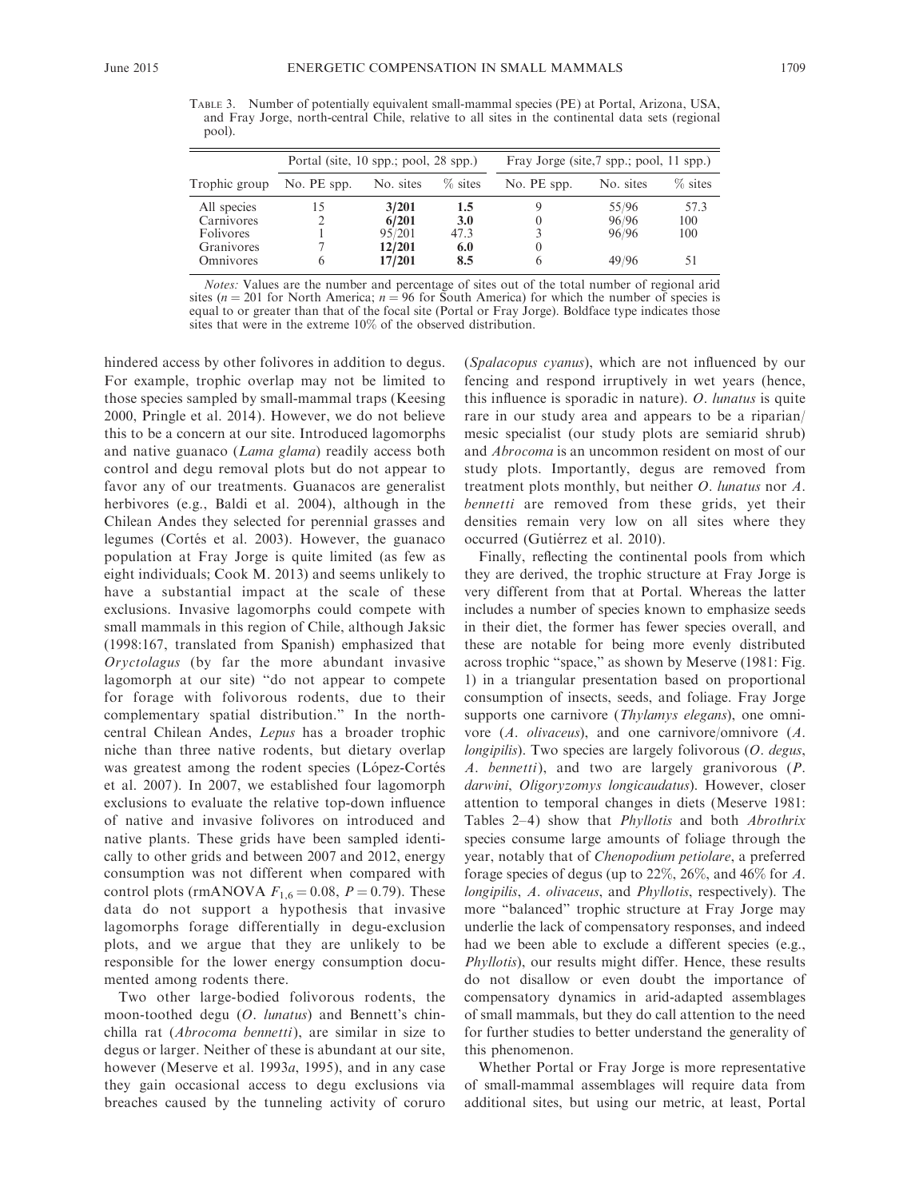TABLE 3. Number of potentially equivalent small-mammal species (PE) at Portal, Arizona, USA, and Fray Jorge, north-central Chile, relative to all sites in the continental data sets (regional pool).

| | Portal (site, 10 spp.; pool, 28 spp.) | | | Fray Jorge (site,7 spp.; pool, 11 spp.) | | |
|---|---|---|---|---|---|---|
| Trophic group | No. PE spp. | No. sites | % sites | No. PE spp. | No. sites | % sites |
| All species | 15 | **3/201** | **1.5** | 9 | 55/96 | 57.3 |
| Carnivores | 2 | **6/201** | **3.0** | 0 | 96/96 | 100 |
| Folivores | 1 | 95/201 | 47.3 | 3 | 96/96 | 100 |
| Granivores | 7 | **12/201** | **6.0** | 0 | | |
| Omnivores | 6 | **17/201** | **8.5** | 6 | 49/96 | 51 |

*Notes:* Values are the number and percentage of sites out of the total number of regional arid sites ($n = 201$ for North America; $n = 96$ for South America) for which the number of species is equal to or greater than that of the focal site (Portal or Fray Jorge). Boldface type indicates those sites that were in the extreme 10% of the observed distribution.

hindered access by other folivores in addition to degus. For example, trophic overlap may not be limited to those species sampled by small-mammal traps (Keesing 2000, Pringle et al. 2014). However, we do not believe this to be a concern at our site. Introduced lagomorphs and native guanaco (*Lama glama*) readily access both control and degu removal plots but do not appear to favor any of our treatments. Guanacos are generalist herbivores (e.g., Baldi et al. 2004), although in the Chilean Andes they selected for perennial grasses and legumes (Cortés et al. 2003). However, the guanaco population at Fray Jorge is quite limited (as few as eight individuals; Cook M. 2013) and seems unlikely to have a substantial impact at the scale of these exclusions. Invasive lagomorphs could compete with small mammals in this region of Chile, although Jaksic (1998:167, translated from Spanish) emphasized that *Oryctolagus* (by far the more abundant invasive lagomorph at our site) "do not appear to compete for forage with folivorous rodents, due to their complementary spatial distribution." In the north-central Chilean Andes, *Lepus* has a broader trophic niche than three native rodents, but dietary overlap was greatest among the rodent species (López-Cortés et al. 2007). In 2007, we established four lagomorph exclusions to evaluate the relative top-down influence of native and invasive folivores on introduced and native plants. These grids have been sampled identically to other grids and between 2007 and 2012, energy consumption was not different when compared with control plots (rmANOVA $F_{1,6} = 0.08$, $P = 0.79$). These data do not support a hypothesis that invasive lagomorphs forage differentially in degu-exclusion plots, and we argue that they are unlikely to be responsible for the lower energy consumption documented among rodents there.

Two other large-bodied folivorous rodents, the moon-toothed degu (*O. lunatus*) and Bennett's chinchilla rat (*Abrocoma bennetti*), are similar in size to degus or larger. Neither of these is abundant at our site, however (Meserve et al. 1993*a*, 1995), and in any case they gain occasional access to degu exclusions via breaches caused by the tunneling activity of coruro (*Spalacopus cyanus*), which are not influenced by our fencing and respond irruptively in wet years (hence, this influence is sporadic in nature). *O. lunatus* is quite rare in our study area and appears to be a riparian/mesic specialist (our study plots are semiarid shrub) and *Abrocoma* is an uncommon resident on most of our study plots. Importantly, degus are removed from treatment plots monthly, but neither *O. lunatus* nor *A. bennetti* are removed from these grids, yet their densities remain very low on all sites where they occurred (Gutiérrez et al. 2010).

Finally, reflecting the continental pools from which they are derived, the trophic structure at Fray Jorge is very different from that at Portal. Whereas the latter includes a number of species known to emphasize seeds in their diet, the former has fewer species overall, and these are notable for being more evenly distributed across trophic "space," as shown by Meserve (1981: Fig. 1) in a triangular presentation based on proportional consumption of insects, seeds, and foliage. Fray Jorge supports one carnivore (*Thylamys elegans*), one omnivore (*A. olivaceus*), and one carnivore/omnivore (*A. longipilis*). Two species are largely folivorous (*O. degus*, *A. bennetti*), and two are largely granivorous (*P. darwini*, *Oligoryzomys longicaudatus*). However, closer attention to temporal changes in diets (Meserve 1981: Tables 2–4) show that *Phyllotis* and both *Abrothrix* species consume large amounts of foliage through the year, notably that of *Chenopodium petiolare*, a preferred forage species of degus (up to 22%, 26%, and 46% for *A. longipilis*, *A. olivaceus*, and *Phyllotis*, respectively). The more "balanced" trophic structure at Fray Jorge may underlie the lack of compensatory responses, and indeed had we been able to exclude a different species (e.g., *Phyllotis*), our results might differ. Hence, these results do not disallow or even doubt the importance of compensatory dynamics in arid-adapted assemblages of small mammals, but they do call attention to the need for further studies to better understand the generality of this phenomenon.

Whether Portal or Fray Jorge is more representative of small-mammal assemblages will require data from additional sites, but using our metric, at least, Portal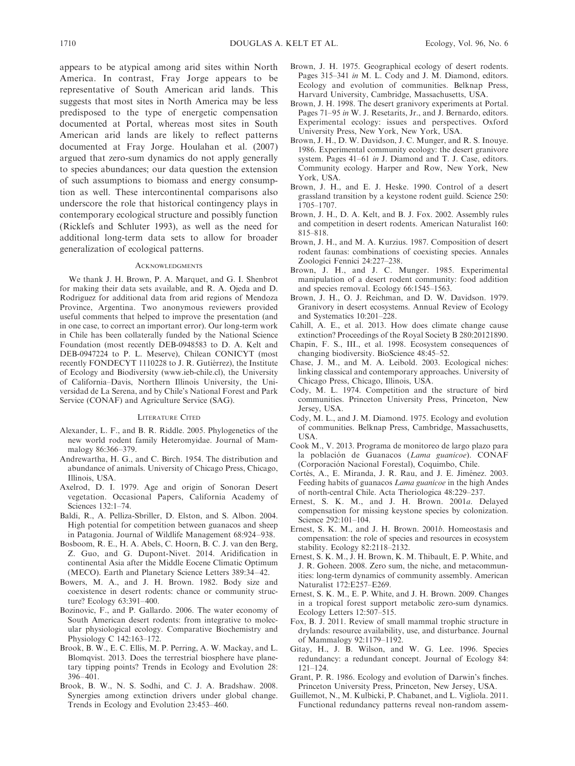appears to be atypical among arid sites within North America. In contrast, Fray Jorge appears to be representative of South American arid lands. This suggests that most sites in North America may be less predisposed to the type of energetic compensation documented at Portal, whereas most sites in South American arid lands are likely to reflect patterns documented at Fray Jorge. Houlahan et al. (2007) argued that zero-sum dynamics do not apply generally to species abundances; our data question the extension of such assumptions to biomass and energy consumption as well. These intercontinental comparisons also underscore the role that historical contingency plays in contemporary ecological structure and possibly function (Ricklefs and Schluter 1993), as well as the need for additional long-term data sets to allow for broader generalization of ecological patterns.

## Acknowledgments

We thank J. H. Brown, P. A. Marquet, and G. I. Shenbrot for making their data sets available, and R. A. Ojeda and D. Rodriguez for additional data from arid regions of Mendoza Province, Argentina. Two anonymous reviewers provided useful comments that helped to improve the presentation (and in one case, to correct an important error). Our long-term work in Chile has been collaterally funded by the National Science Foundation (most recently DEB-0948583 to D. A. Kelt and DEB-0947224 to P. L. Meserve), Chilean CONICYT (most recently FONDECYT 1110228 to J. R. Gutiérrez), the Institute of Ecology and Biodiversity (www.ieb-chile.cl), the University of California–Davis, Northern Illinois University, the Universidad de La Serena, and by Chile's National Forest and Park Service (CONAF) and Agriculture Service (SAG).

## Literature Cited

Alexander, L. F., and B. R. Riddle. 2005. Phylogenetics of the new world rodent family Heteromyidae. Journal of Mammalogy 86:366–379.

Andrewartha, H. G., and C. Birch. 1954. The distribution and abundance of animals. University of Chicago Press, Chicago, Illinois, USA.

Axelrod, D. I. 1979. Age and origin of Sonoran Desert vegetation. Occasional Papers, California Academy of Sciences 132:1–74.

Baldi, R., A. Pelliza-Sbriller, D. Elston, and S. Albon. 2004. High potential for competition between guanacos and sheep in Patagonia. Journal of Wildlife Management 68:924–938.

Bosboom, R. E., H. A. Abels, C. Hoorn, B. C. J. van den Berg, Z. Guo, and G. Dupont-Nivet. 2014. Aridification in continental Asia after the Middle Eocene Climatic Optimum (MECO). Earth and Planetary Science Letters 389:34–42.

Bowers, M. A., and J. H. Brown. 1982. Body size and coexistence in desert rodents: chance or community structure? Ecology 63:391–400.

Bozinovic, F., and P. Gallardo. 2006. The water economy of South American desert rodents: from integrative to molecular physiological ecology. Comparative Biochemistry and Physiology C 142:163–172.

Brook, B. W., E. C. Ellis, M. P. Perring, A. W. Mackay, and L. Blomqvist. 2013. Does the terrestrial biosphere have planetary tipping points? Trends in Ecology and Evolution 28: 396–401.

Brook, B. W., N. S. Sodhi, and C. J. A. Bradshaw. 2008. Synergies among extinction drivers under global change. Trends in Ecology and Evolution 23:453–460.

Brown, J. H. 1975. Geographical ecology of desert rodents. Pages 315–341 *in* M. L. Cody and J. M. Diamond, editors. Ecology and evolution of communities. Belknap Press, Harvard University, Cambridge, Massachusetts, USA.

Brown, J. H. 1998. The desert granivory experiments at Portal. Pages 71–95 *in* W. J. Resetarits, Jr., and J. Bernardo, editors. Experimental ecology: issues and perspectives. Oxford University Press, New York, New York, USA.

Brown, J. H., D. W. Davidson, J. C. Munger, and R. S. Inouye. 1986. Experimental community ecology: the desert granivore system. Pages 41–61 *in* J. Diamond and T. J. Case, editors. Community ecology. Harper and Row, New York, New York, USA.

Brown, J. H., and E. J. Heske. 1990. Control of a desert grassland transition by a keystone rodent guild. Science 250: 1705–1707.

Brown, J. H., D. A. Kelt, and B. J. Fox. 2002. Assembly rules and competition in desert rodents. American Naturalist 160: 815–818.

Brown, J. H., and M. A. Kurzius. 1987. Composition of desert rodent faunas: combinations of coexisting species. Annales Zoologici Fennici 24:227–238.

Brown, J. H., and J. C. Munger. 1985. Experimental manipulation of a desert rodent community: food addition and species removal. Ecology 66:1545–1563.

Brown, J. H., O. J. Reichman, and D. W. Davidson. 1979. Granivory in desert ecosystems. Annual Review of Ecology and Systematics 10:201–228.

Cahill, A. E., et al. 2013. How does climate change cause extinction? Proceedings of the Royal Society B 280:20121890.

Chapin, F. S., III., et al. 1998. Ecosystem consequences of changing biodiversity. BioScience 48:45–52.

Chase, J. M., and M. A. Leibold. 2003. Ecological niches: linking classical and contemporary approaches. University of Chicago Press, Chicago, Illinois, USA.

Cody, M. L. 1974. Competition and the structure of bird communities. Princeton University Press, Princeton, New Jersey, USA.

Cody, M. L., and J. M. Diamond. 1975. Ecology and evolution of communities. Belknap Press, Cambridge, Massachusetts, USA.

Cook M., V. 2013. Programa de monitoreo de largo plazo para la población de Guanacos (*Lama guanicoe*). CONAF (Corporación Nacional Forestal), Coquimbo, Chile.

Cortés, A., E. Miranda, J. R. Rau, and J. E. Jiménez. 2003. Feeding habits of guanacos *Lama guanicoe* in the high Andes of north-central Chile. Acta Theriologica 48:229–237.

Ernest, S. K. M., and J. H. Brown. 2001*a*. Delayed compensation for missing keystone species by colonization. Science 292:101–104.

Ernest, S. K. M., and J. H. Brown. 2001*b*. Homeostasis and compensation: the role of species and resources in ecosystem stability. Ecology 82:2118–2132.

Ernest, S. K. M., J. H. Brown, K. M. Thibault, E. P. White, and J. R. Goheen. 2008. Zero sum, the niche, and metacommunities: long-term dynamics of community assembly. American Naturalist 172:E257–E269.

Ernest, S. K. M., E. P. White, and J. H. Brown. 2009. Changes in a tropical forest support metabolic zero-sum dynamics. Ecology Letters 12:507–515.

Fox, B. J. 2011. Review of small mammal trophic structure in drylands: resource availability, use, and disturbance. Journal of Mammalogy 92:1179–1192.

Gitay, H., J. B. Wilson, and W. G. Lee. 1996. Species redundancy: a redundant concept. Journal of Ecology 84: 121–124.

Grant, P. R. 1986. Ecology and evolution of Darwin's finches. Princeton University Press, Princeton, New Jersey, USA.

Guillemot, N., M. Kulbicki, P. Chabanet, and L. Vigliola. 2011. Functional redundancy patterns reveal non-random assem-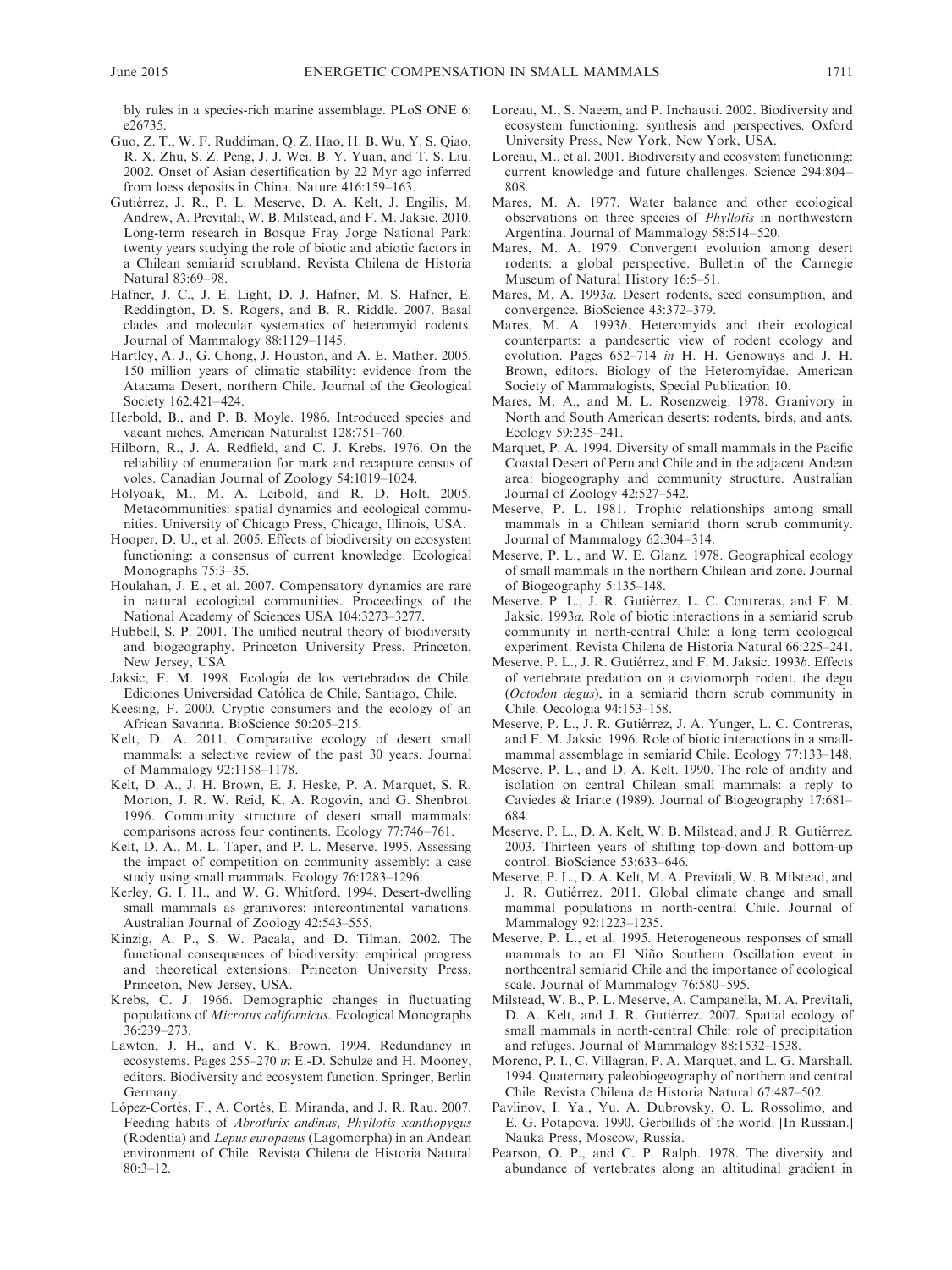bly rules in a species-rich marine assemblage. PLoS ONE 6: e26735.

Guo, Z. T., W. F. Ruddiman, Q. Z. Hao, H. B. Wu, Y. S. Qiao, R. X. Zhu, S. Z. Peng, J. J. Wei, B. Y. Yuan, and T. S. Liu. 2002. Onset of Asian desertification by 22 Myr ago inferred from loess deposits in China. Nature 416:159–163.

Gutiérrez, J. R., P. L. Meserve, D. A. Kelt, J. Engilis, M. Andrew, A. Previtali, W. B. Milstead, and F. M. Jaksic. 2010. Long-term research in Bosque Fray Jorge National Park: twenty years studying the role of biotic and abiotic factors in a Chilean semiarid scrubland. Revista Chilena de Historia Natural 83:69–98.

Hafner, J. C., J. E. Light, D. J. Hafner, M. S. Hafner, E. Reddington, D. S. Rogers, and B. R. Riddle. 2007. Basal clades and molecular systematics of heteromyid rodents. Journal of Mammalogy 88:1129–1145.

Hartley, A. J., G. Chong, J. Houston, and A. E. Mather. 2005. 150 million years of climatic stability: evidence from the Atacama Desert, northern Chile. Journal of the Geological Society 162:421–424.

Herbold, B., and P. B. Moyle. 1986. Introduced species and vacant niches. American Naturalist 128:751–760.

Hilborn, R., J. A. Redfield, and C. J. Krebs. 1976. On the reliability of enumeration for mark and recapture census of voles. Canadian Journal of Zoology 54:1019–1024.

Holyoak, M., M. A. Leibold, and R. D. Holt. 2005. Metacommunities: spatial dynamics and ecological communities. University of Chicago Press, Chicago, Illinois, USA.

Hooper, D. U., et al. 2005. Effects of biodiversity on ecosystem functioning: a consensus of current knowledge. Ecological Monographs 75:3–35.

Houlahan, J. E., et al. 2007. Compensatory dynamics are rare in natural ecological communities. Proceedings of the National Academy of Sciences USA 104:3273–3277.

Hubbell, S. P. 2001. The unified neutral theory of biodiversity and biogeography. Princeton University Press, Princeton, New Jersey, USA

Jaksic, F. M. 1998. Ecología de los vertebrados de Chile. Ediciones Universidad Católica de Chile, Santiago, Chile.

Keesing, F. 2000. Cryptic consumers and the ecology of an African Savanna. BioScience 50:205–215.

Kelt, D. A. 2011. Comparative ecology of desert small mammals: a selective review of the past 30 years. Journal of Mammalogy 92:1158–1178.

Kelt, D. A., J. H. Brown, E. J. Heske, P. A. Marquet, S. R. Morton, J. R. W. Reid, K. A. Rogovin, and G. Shenbrot. 1996. Community structure of desert small mammals: comparisons across four continents. Ecology 77:746–761.

Kelt, D. A., M. L. Taper, and P. L. Meserve. 1995. Assessing the impact of competition on community assembly: a case study using small mammals. Ecology 76:1283–1296.

Kerley, G. I. H., and W. G. Whitford. 1994. Desert-dwelling small mammals as granivores: intercontinental variations. Australian Journal of Zoology 42:543–555.

Kinzig, A. P., S. W. Pacala, and D. Tilman. 2002. The functional consequences of biodiversity: empirical progress and theoretical extensions. Princeton University Press, Princeton, New Jersey, USA.

Krebs, C. J. 1966. Demographic changes in fluctuating populations of *Microtus californicus*. Ecological Monographs 36:239–273.

Lawton, J. H., and V. K. Brown. 1994. Redundancy in ecosystems. Pages 255–270 *in* E.-D. Schulze and H. Mooney, editors. Biodiversity and ecosystem function. Springer, Berlin Germany.

López-Cortés, F., A. Cortés, E. Miranda, and J. R. Rau. 2007. Feeding habits of *Abrothrix andinus*, *Phyllotis xanthopygus* (Rodentia) and *Lepus europaeus* (Lagomorpha) in an Andean environment of Chile. Revista Chilena de Historia Natural 80:3–12.

Loreau, M., S. Naeem, and P. Inchausti. 2002. Biodiversity and ecosystem functioning: synthesis and perspectives. Oxford University Press, New York, New York, USA.

Loreau, M., et al. 2001. Biodiversity and ecosystem functioning: current knowledge and future challenges. Science 294:804–808.

Mares, M. A. 1977. Water balance and other ecological observations on three species of *Phyllotis* in northwestern Argentina. Journal of Mammalogy 58:514–520.

Mares, M. A. 1979. Convergent evolution among desert rodents: a global perspective. Bulletin of the Carnegie Museum of Natural History 16:5–51.

Mares, M. A. 1993*a*. Desert rodents, seed consumption, and convergence. BioScience 43:372–379.

Mares, M. A. 1993*b*. Heteromyids and their ecological counterparts: a pandesertic view of rodent ecology and evolution. Pages 652–714 *in* H. H. Genoways and J. H. Brown, editors. Biology of the Heteromyidae. American Society of Mammalogists, Special Publication 10.

Mares, M. A., and M. L. Rosenzweig. 1978. Granivory in North and South American deserts: rodents, birds, and ants. Ecology 59:235–241.

Marquet, P. A. 1994. Diversity of small mammals in the Pacific Coastal Desert of Peru and Chile and in the adjacent Andean area: biogeography and community structure. Australian Journal of Zoology 42:527–542.

Meserve, P. L. 1981. Trophic relationships among small mammals in a Chilean semiarid thorn scrub community. Journal of Mammalogy 62:304–314.

Meserve, P. L., and W. E. Glanz. 1978. Geographical ecology of small mammals in the northern Chilean arid zone. Journal of Biogeography 5:135–148.

Meserve, P. L., J. R. Gutiérrez, L. C. Contreras, and F. M. Jaksic. 1993*a*. Role of biotic interactions in a semiarid scrub community in north-central Chile: a long term ecological experiment. Revista Chilena de Historia Natural 66:225–241.

Meserve, P. L., J. R. Gutiérrez, and F. M. Jaksic. 1993*b*. Effects of vertebrate predation on a caviomorph rodent, the degu (*Octodon degus*), in a semiarid thorn scrub community in Chile. Oecologia 94:153–158.

Meserve, P. L., J. R. Gutiérrez, J. A. Yunger, L. C. Contreras, and F. M. Jaksic. 1996. Role of biotic interactions in a small-mammal assemblage in semiarid Chile. Ecology 77:133–148.

Meserve, P. L., and D. A. Kelt. 1990. The role of aridity and isolation on central Chilean small mammals: a reply to Caviedes & Iriarte (1989). Journal of Biogeography 17:681–684.

Meserve, P. L., D. A. Kelt, W. B. Milstead, and J. R. Gutiérrez. 2003. Thirteen years of shifting top-down and bottom-up control. BioScience 53:633–646.

Meserve, P. L., D. A. Kelt, M. A. Previtali, W. B. Milstead, and J. R. Gutiérrez. 2011. Global climate change and small mammal populations in north-central Chile. Journal of Mammalogy 92:1223–1235.

Meserve, P. L., et al. 1995. Heterogeneous responses of small mammals to an El Niño Southern Oscillation event in northcentral semiarid Chile and the importance of ecological scale. Journal of Mammalogy 76:580–595.

Milstead, W. B., P. L. Meserve, A. Campanella, M. A. Previtali, D. A. Kelt, and J. R. Gutiérrez. 2007. Spatial ecology of small mammals in north-central Chile: role of precipitation and refuges. Journal of Mammalogy 88:1532–1538.

Moreno, P. I., C. Villagran, P. A. Marquet, and L. G. Marshall. 1994. Quaternary paleobiogeography of northern and central Chile. Revista Chilena de Historia Natural 67:487–502.

Pavlinov, I. Ya., Yu. A. Dubrovsky, O. L. Rossolimo, and E. G. Potapova. 1990. Gerbillids of the world. [In Russian.] Nauka Press, Moscow, Russia.

Pearson, O. P., and C. P. Ralph. 1978. The diversity and abundance of vertebrates along an altitudinal gradient in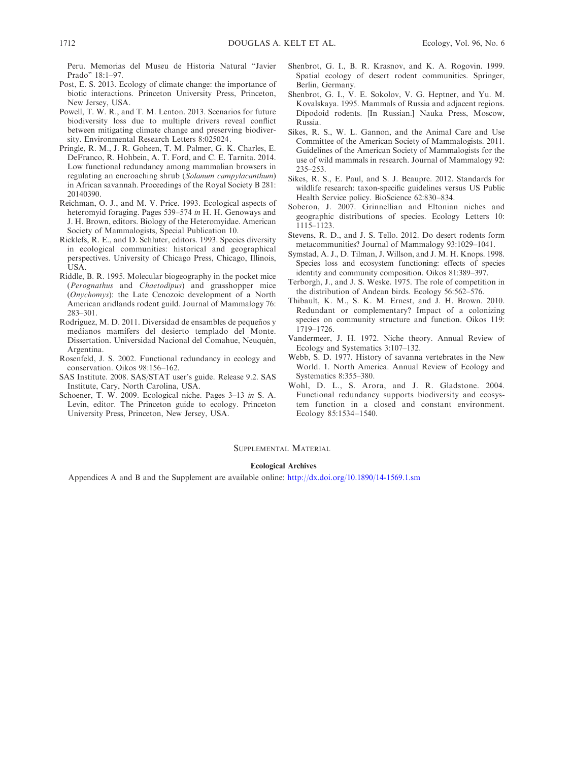Peru. Memorias del Museu de Historia Natural "Javier Prado" 18:1–97.

Post, E. S. 2013. Ecology of climate change: the importance of biotic interactions. Princeton University Press, Princeton, New Jersey, USA.

Powell, T. W. R., and T. M. Lenton. 2013. Scenarios for future biodiversity loss due to multiple drivers reveal conflict between mitigating climate change and preserving biodiversity. Environmental Research Letters 8:025024.

Pringle, R. M., J. R. Goheen, T. M. Palmer, G. K. Charles, E. DeFranco, R. Hohbein, A. T. Ford, and C. E. Tarnita. 2014. Low functional redundancy among mammalian browsers in regulating an encroaching shrub (*Solanum campylacanthum*) in African savannah. Proceedings of the Royal Society B 281: 20140390.

Reichman, O. J., and M. V. Price. 1993. Ecological aspects of heteromyid foraging. Pages 539–574 *in* H. H. Genoways and J. H. Brown, editors. Biology of the Heteromyidae. American Society of Mammalogists, Special Publication 10.

Ricklefs, R. E., and D. Schluter, editors. 1993. Species diversity in ecological communities: historical and geographical perspectives. University of Chicago Press, Chicago, Illinois, USA.

Riddle, B. R. 1995. Molecular biogeography in the pocket mice (*Perognathus* and *Chaetodipus*) and grasshopper mice (*Onychomys*): the Late Cenozoic development of a North American aridlands rodent guild. Journal of Mammalogy 76: 283–301.

Rodríguez, M. D. 2011. Diversidad de ensambles de pequeños y medianos mamífers del desierto templado del Monte. Dissertation. Universidad Nacional del Comahue, Neuquén, Argentina.

Rosenfeld, J. S. 2002. Functional redundancy in ecology and conservation. Oikos 98:156–162.

SAS Institute. 2008. SAS/STAT user's guide. Release 9.2. SAS Institute, Cary, North Carolina, USA.

Schoener, T. W. 2009. Ecological niche. Pages 3–13 *in* S. A. Levin, editor. The Princeton guide to ecology. Princeton University Press, Princeton, New Jersey, USA.

Shenbrot, G. I., B. R. Krasnov, and K. A. Rogovin. 1999. Spatial ecology of desert rodent communities. Springer, Berlin, Germany.

Shenbrot, G. I., V. E. Sokolov, V. G. Heptner, and Yu. M. Kovalskaya. 1995. Mammals of Russia and adjacent regions. Dipodoid rodents. [In Russian.] Nauka Press, Moscow, Russia.

Sikes, R. S., W. L. Gannon, and the Animal Care and Use Committee of the American Society of Mammalogists. 2011. Guidelines of the American Society of Mammalogists for the use of wild mammals in research. Journal of Mammalogy 92: 235–253.

Sikes, R. S., E. Paul, and S. J. Beaupre. 2012. Standards for wildlife research: taxon-specific guidelines versus US Public Health Service policy. BioScience 62:830–834.

Soberon, J. 2007. Grinnellian and Eltonian niches and geographic distributions of species. Ecology Letters 10: 1115–1123.

Stevens, R. D., and J. S. Tello. 2012. Do desert rodents form metacommunities? Journal of Mammalogy 93:1029–1041.

Symstad, A. J., D. Tilman, J. Willson, and J. M. H. Knops. 1998. Species loss and ecosystem functioning: effects of species identity and community composition. Oikos 81:389–397.

Terborgh, J., and J. S. Weske. 1975. The role of competition in the distribution of Andean birds. Ecology 56:562–576.

Thibault, K. M., S. K. M. Ernest, and J. H. Brown. 2010. Redundant or complementary? Impact of a colonizing species on community structure and function. Oikos 119: 1719–1726.

Vandermeer, J. H. 1972. Niche theory. Annual Review of Ecology and Systematics 3:107–132.

Webb, S. D. 1977. History of savanna vertebrates in the New World. 1. North America. Annual Review of Ecology and Systematics 8:355–380.

Wohl, D. L., S. Arora, and J. R. Gladstone. 2004. Functional redundancy supports biodiversity and ecosystem function in a closed and constant environment. Ecology 85:1534–1540.

## Supplemental Material

### Ecological Archives

Appendices A and B and the Supplement are available online: http://dx.doi.org/10.1890/14-1569.1.sm